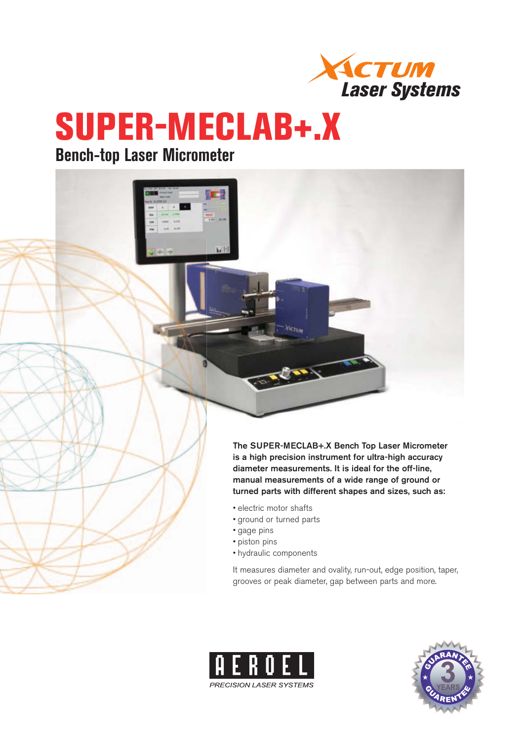XACTUM Laser Systems

# SUPER-MECLAB+.X

## Bench-top Laser Micrometer

**The SUPER-MECLAB+.X Bench Top Laser Micrometer is a high precision instrument for ultra-high accuracy diameter measurements. It is ideal for the off-line, manual measurements of a wide range of ground or turned parts with different shapes and sizes, such as:**

- electric motor shafts
- ground or turned parts
- gage pins
- piston pins
- hydraulic components

It measures diameter and ovality, run-out, edge position, taper, grooves or peak diameter, gap between parts and more.

AEROEL PRECISION LASER SYSTEMS

GUARANTEE 3 YEARS GUARENTEE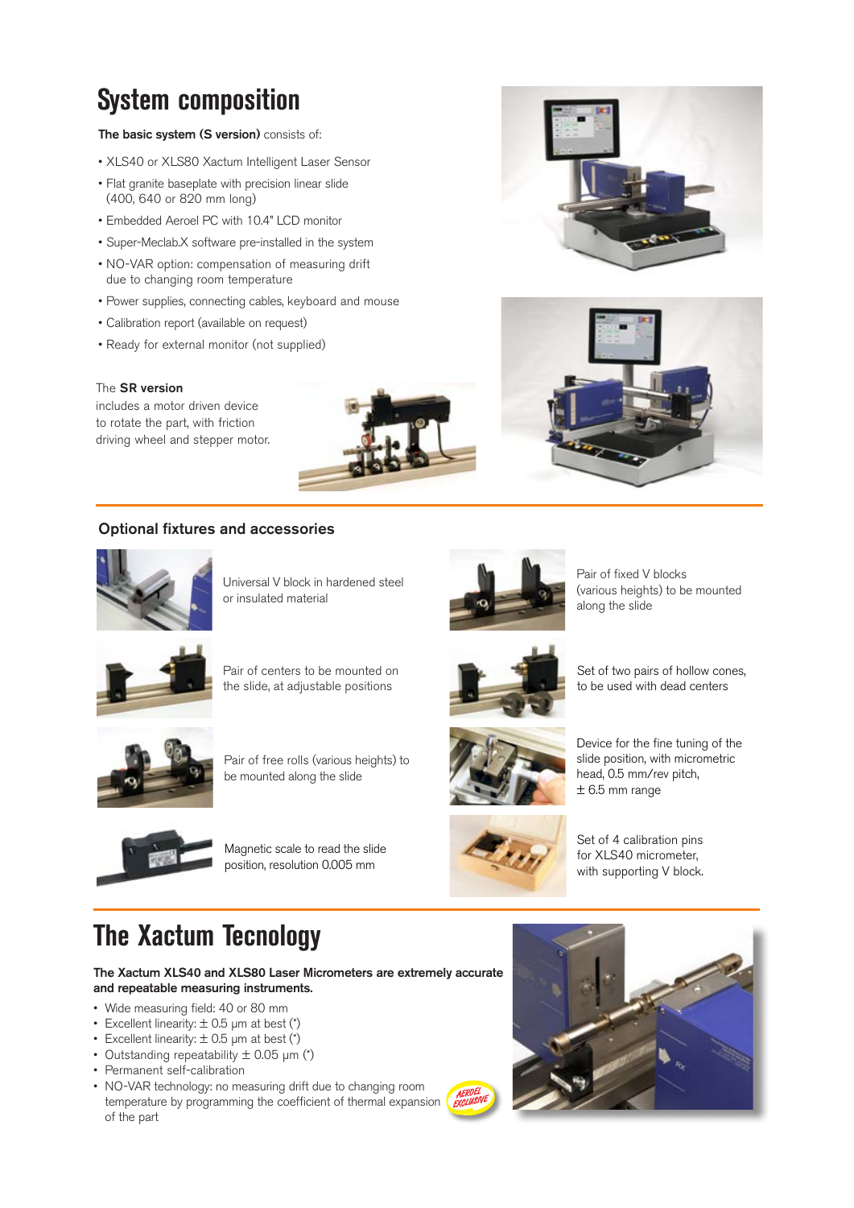# System composition

**The basic system (S version)** consists of:

- XLS40 or XLS80 Xactum Intelligent Laser Sensor
- Flat granite baseplate with precision linear slide (400, 640 or 820 mm long)
- Embedded Aeroel PC with 10.4" LCD monitor
- Super-Meclab.X software pre-installed in the system
- NO-VAR option: compensation of measuring drift due to changing room temperature
- Power supplies, connecting cables, keyboard and mouse
- Calibration report (available on request)
- Ready for external monitor (not supplied)

The **SR version** includes a motor driven device to rotate the part, with friction driving wheel and stepper motor.

## Optional fixtures and accessories

Universal V block in hardened steel or insulated material

Pair of fixed V blocks (various heights) to be mounted along the slide

Pair of centers to be mounted on the slide, at adjustable positions

Set of two pairs of hollow cones, to be used with dead centers

Pair of free rolls (various heights) to be mounted along the slide

Device for the fine tuning of the slide position, with micrometric head, 0.5 mm/rev pitch, ± 6.5 mm range

Magnetic scale to read the slide position, resolution 0.005 mm

Set of 4 calibration pins for XLS40 micrometer, with supporting V block.

# The Xactum Tecnology

**The Xactum XLS40 and XLS80 Laser Micrometers are extremely accurate and repeatable measuring instruments.**

- Wide measuring field: 40 or 80 mm
- Excellent linearity: ± 0.5 µm at best (*)
- Excellent linearity: ± 0.5 µm at best (*)
- Outstanding repeatability ± 0.05 µm (*)
- Permanent self-calibration
- NO-VAR technology: no measuring drift due to changing room temperature by programming the coefficient of thermal expansion of the part

AEROEL EXCLUSIVE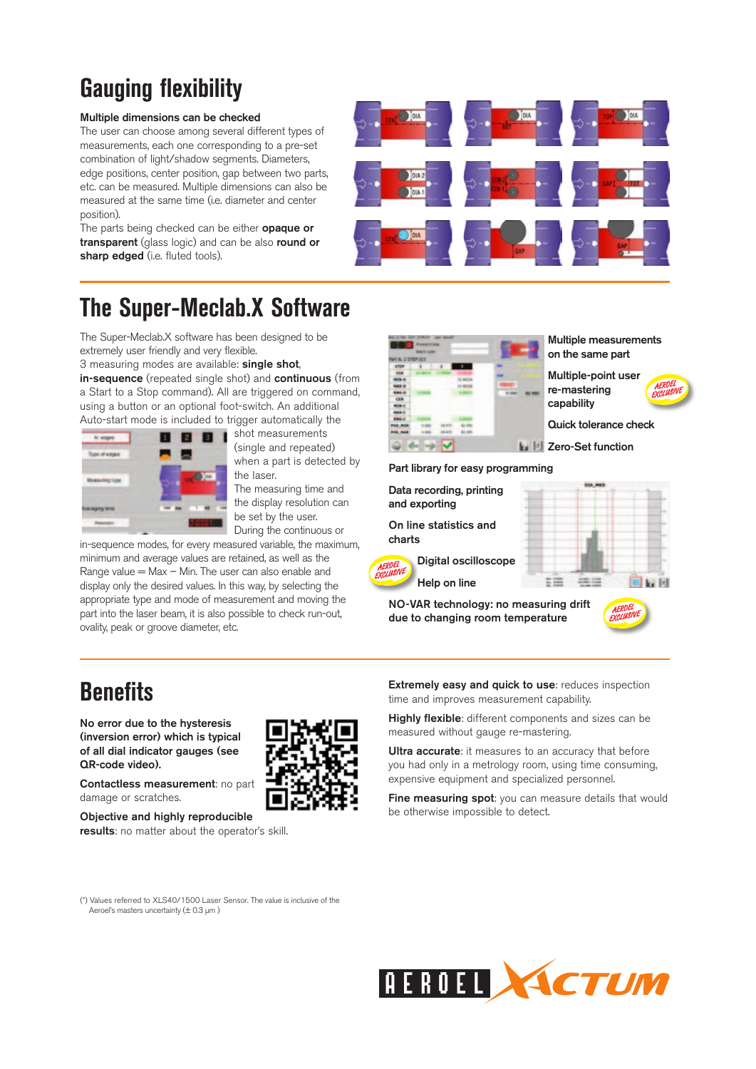# Gauging flexibility

**Multiple dimensions can be checked**
The user can choose among several different types of measurements, each one corresponding to a pre-set combination of light/shadow segments. Diameters, edge positions, center position, gap between two parts, etc. can be measured. Multiple dimensions can also be measured at the same time (i.e. diameter and center position).
The parts being checked can be either **opaque or transparent** (glass logic) and can be also **round or sharp edged** (i.e. fluted tools).

# The Super-Meclab.X Software

The Super-Meclab.X software has been designed to be extremely user friendly and very flexible.
3 measuring modes are available: **single shot**, **in-sequence** (repeated single shot) and **continuous** (from a Start to a Stop command). All are triggered on command, using a button or an optional foot-switch. An additional Auto-start mode is included to trigger automatically the shot measurements (single and repeated) when a part is detected by the laser.
The measuring time and the display resolution can be set by the user.
During the continuous or in-sequence modes, for every measured variable, the maximum, minimum and average values are retained, as well as the Range value = Max – Min. The user can also enable and display only the desired values. In this way, by selecting the appropriate type and mode of measurement and moving the part into the laser beam, it is also possible to check run-out, ovality, peak or groove diameter, etc.

- **Multiple measurements on the same part**
- **Multiple-point user re-mastering capability** (AEROEL EXCLUSIVE)
- **Quick tolerance check**
- **Zero-Set function**
- **Part library for easy programming**
- **Data recording, printing and exporting**
- **On line statistics and charts**
- **Digital oscilloscope** (AEROEL EXCLUSIVE)
- **Help on line**
- **NO-VAR technology: no measuring drift due to changing room temperature** (AEROEL EXCLUSIVE)

# Benefits

**No error due to the hysteresis (inversion error) which is typical of all dial indicator gauges (see QR-code video).**

**Contactless measurement**: no part damage or scratches.

**Objective and highly reproducible results**: no matter about the operator's skill.

**Extremely easy and quick to use**: reduces inspection time and improves measurement capability.

**Highly flexible**: different components and sizes can be measured without gauge re-mastering.

**Ultra accurate**: it measures to an accuracy that before you had only in a metrology room, using time consuming, expensive equipment and specialized personnel.

**Fine measuring spot**: you can measure details that would be otherwise impossible to detect.

(*) Values referred to XLS40/1500 Laser Sensor. The value is inclusive of the Aeroel's masters uncertainty (± 0.3 µm )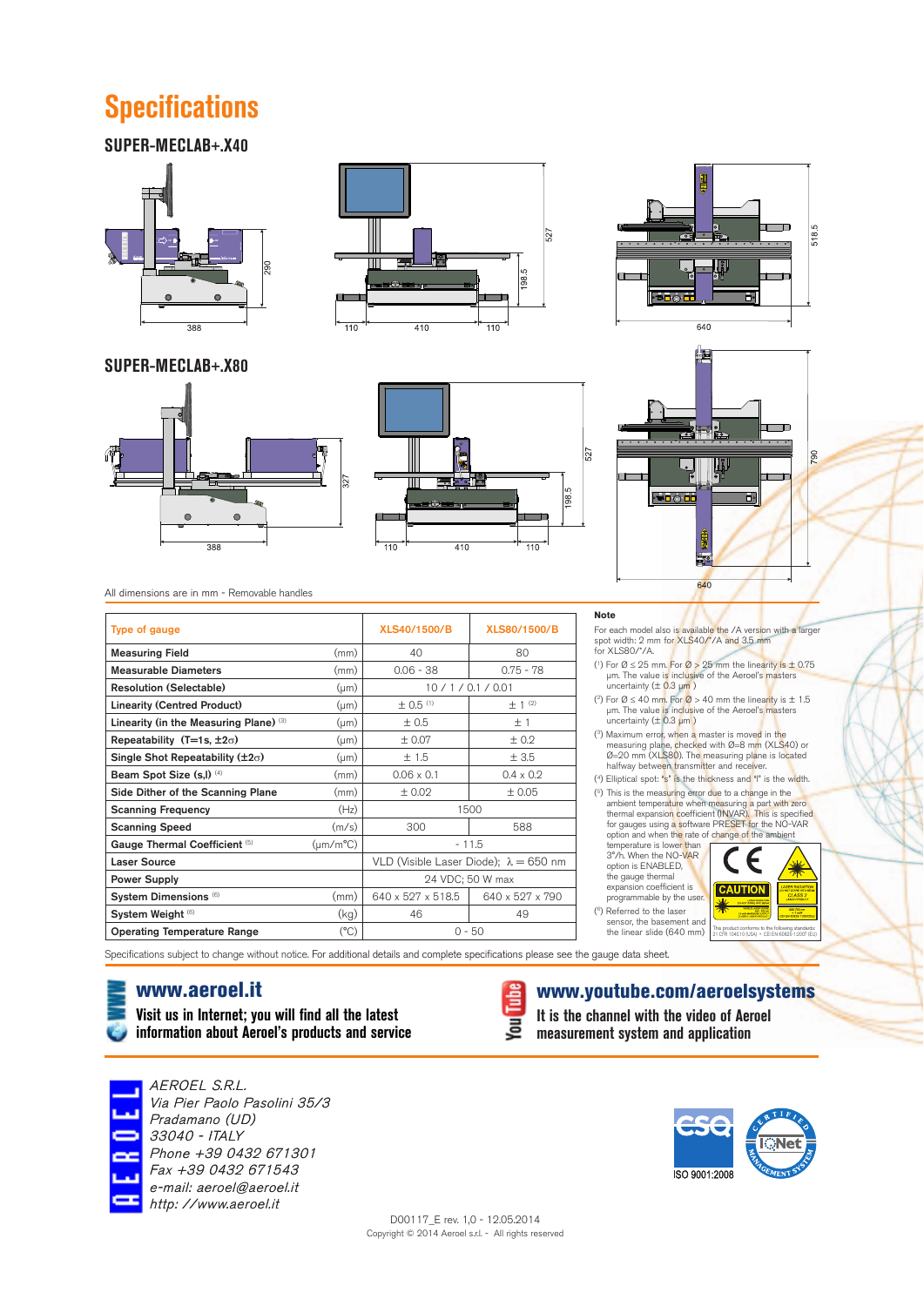# Specifications

## SUPER-MECLAB+.X40

290
388
527
198.5
110
410
110
518.5
640

## SUPER-MECLAB+.X80

327
388
527
198.5
110
410
110
790
640

All dimensions are in mm - Removable handles

| Type of gauge | | XLS40/1500/B | XLS80/1500/B |
|---|---|---|---|
| Measuring Field | (mm) | 40 | 80 |
| Measurable Diameters | (mm) | 0.06 - 38 | 0.75 - 78 |
| Resolution (Selectable) | (µm) | 10 / 1 / 0.1 / 0.01 | |
| Linearity (Centred Product) | (µm) | ± 0.5 (1) | ± 1 (2) |
| Linearity (in the Measuring Plane) (3) | (µm) | ± 0.5 | ± 1 |
| Repeatability (T=1s, ±2σ) | (µm) | ± 0.07 | ± 0.2 |
| Single Shot Repeatability (±2σ) | (µm) | ± 1.5 | ± 3.5 |
| Beam Spot Size (s,l) (4) | (mm) | 0.06 x 0.1 | 0.4 x 0.2 |
| Side Dither of the Scanning Plane | (mm) | ± 0.02 | ± 0.05 |
| Scanning Frequency | (Hz) | 1500 | |
| Scanning Speed | (m/s) | 300 | 588 |
| Gauge Thermal Coefficient (5) | (µm/m°C) | - 11.5 | |
| Laser Source | | VLD (Visible Laser Diode); λ = 650 nm | |
| Power Supply | | 24 VDC; 50 W max | |
| System Dimensions (6) | (mm) | 640 x 527 x 518.5 | 640 x 527 x 790 |
| System Weight (6) | (kg) | 46 | 49 |
| Operating Temperature Range | (°C) | 0 - 50 | |

**Note**

For each model also is available the /A version with a larger spot width: 2 mm for XLS40/*/A and 3.5 mm for XLS80/*/A.

(1) For Ø ≤ 25 mm. For Ø > 25 mm the linearity is ± 0.75 µm. The value is inclusive of the Aeroel's masters uncertainty (± 0.3 µm )

(2) For Ø ≤ 40 mm. For Ø > 40 mm the linearity is ± 1.5 µm. The value is inclusive of the Aeroel's masters uncertainty (± 0.3 µm )

(3) Maximum error, when a master is moved in the measuring plane, checked with Ø=8 mm (XLS40) or Ø=20 mm (XLS80). The measuring plane is located halfway between transmitter and receiver.

(4) Elliptical spot: "s" is the thickness and "l" is the width.

(5) This is the measuring error due to a change in the ambient temperature when measuring a part with zero thermal expansion coefficient (INVAR). This is specified for gauges using a software PRESET for the NO-VAR option and when the rate of change of the ambient temperature is lower than 3°/h. When the NO-VAR option is ENABLED, the gauge thermal expansion coefficient is programmable by the user.

(6) Referred to the laser sensor, the basement and the linear slide (640 mm)

CAUTION

This product conforms to the following standards: 21 CFR 1040.10 (USA) • CEI EN 60825-1:2007 (EU)

Specifications subject to change without notice. For additional details and complete specifications please see the gauge data sheet.

**www.aeroel.it**
Visit us in Internet; you will find all the latest information about Aeroel's products and service

**www.youtube.com/aeroelsystems**
It is the channel with the video of Aeroel measurement system and application

*AEROEL S.R.L.*
*Via Pier Paolo Pasolini 35/3*
*Pradamano (UD)*
*33040 - ITALY*
*Phone +39 0432 671301*
*Fax +39 0432 671543*
*e-mail: aeroel@aeroel.it*
*http: //www.aeroel.it*

ISO 9001:2008

D00117_E rev. 1,0 - 12.05.2014
Copyright © 2014 Aeroel s.r.l. - All rights reserved